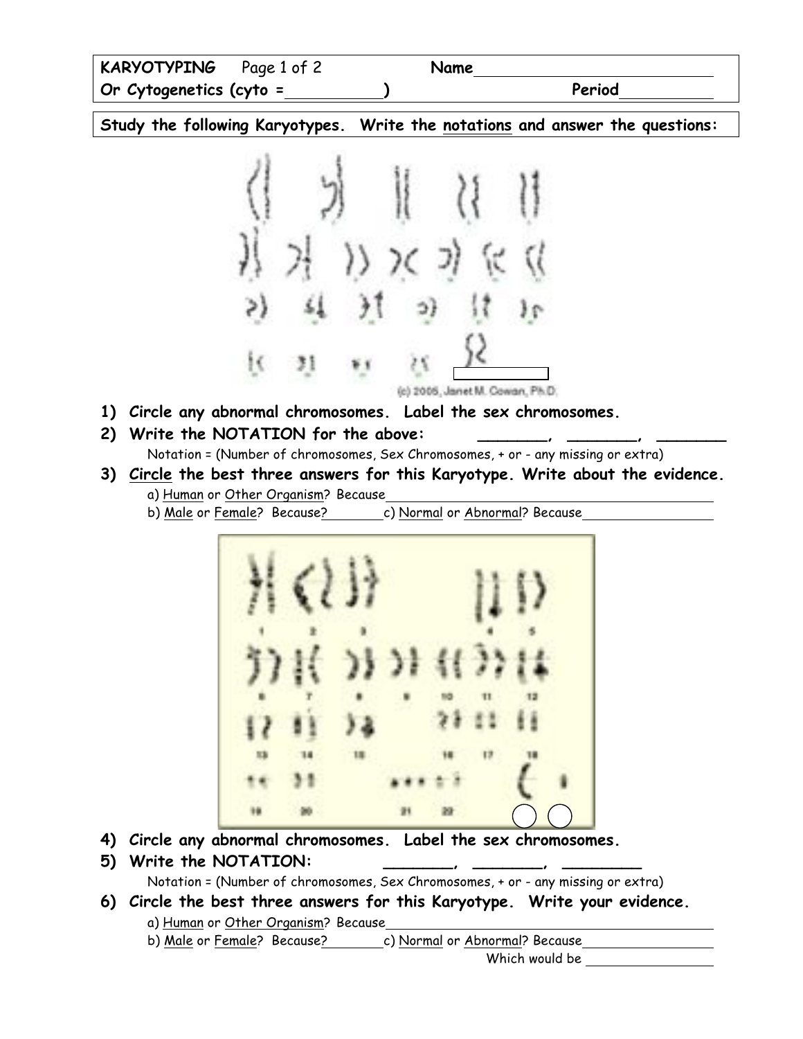**KARYOTYPING** Page 1 of 2 **Name**\_\_\_\_\_\_\_\_\_\_\_\_\_\_\_\_\_\_\_\_

**Or Cytogenetics (cyto = \_\_\_\_\_\_\_\_\_\_)** **Period**\_\_\_\_\_\_\_\_\_\_

**Study the following Karyotypes. Write the notations and answer the questions:**

(c) 2005, Janet M. Cowan, Ph.D.

1) **Circle any abnormal chromosomes. Label the sex chromosomes.**
2) **Write the NOTATION for the above: \_\_\_\_\_\_\_, \_\_\_\_\_\_\_, \_\_\_\_\_\_\_**

   Notation = (Number of chromosomes, Sex Chromosomes, + or - any missing or extra)

3) **Circle the best three answers for this Karyotype. Write about the evidence.**

   a) Human or Other Organism? Because\_\_\_\_\_\_\_\_\_\_\_\_\_\_\_\_\_\_\_\_\_\_\_\_\_\_\_\_\_\_

   b) Male or Female? Because?\_\_\_\_\_\_\_ c) Normal or Abnormal? Because\_\_\_\_\_\_\_\_\_\_\_\_

1 2 3 4 5

6 7 8 9 10 11 12

13 14 15 16 17 18

19 20 21 22

4) **Circle any abnormal chromosomes. Label the sex chromosomes.**
5) **Write the NOTATION: \_\_\_\_\_\_\_, \_\_\_\_\_\_\_, \_\_\_\_\_\_\_\_**

   Notation = (Number of chromosomes, Sex Chromosomes, + or - any missing or extra)

6) **Circle the best three answers for this Karyotype. Write your evidence.**

   a) Human or Other Organism? Because\_\_\_\_\_\_\_\_\_\_\_\_\_\_\_\_\_\_\_\_\_\_\_\_\_\_\_\_\_\_

   b) Male or Female? Because?\_\_\_\_\_\_\_ c) Normal or Abnormal? Because\_\_\_\_\_\_\_\_\_\_\_\_

   Which would be \_\_\_\_\_\_\_\_\_\_\_\_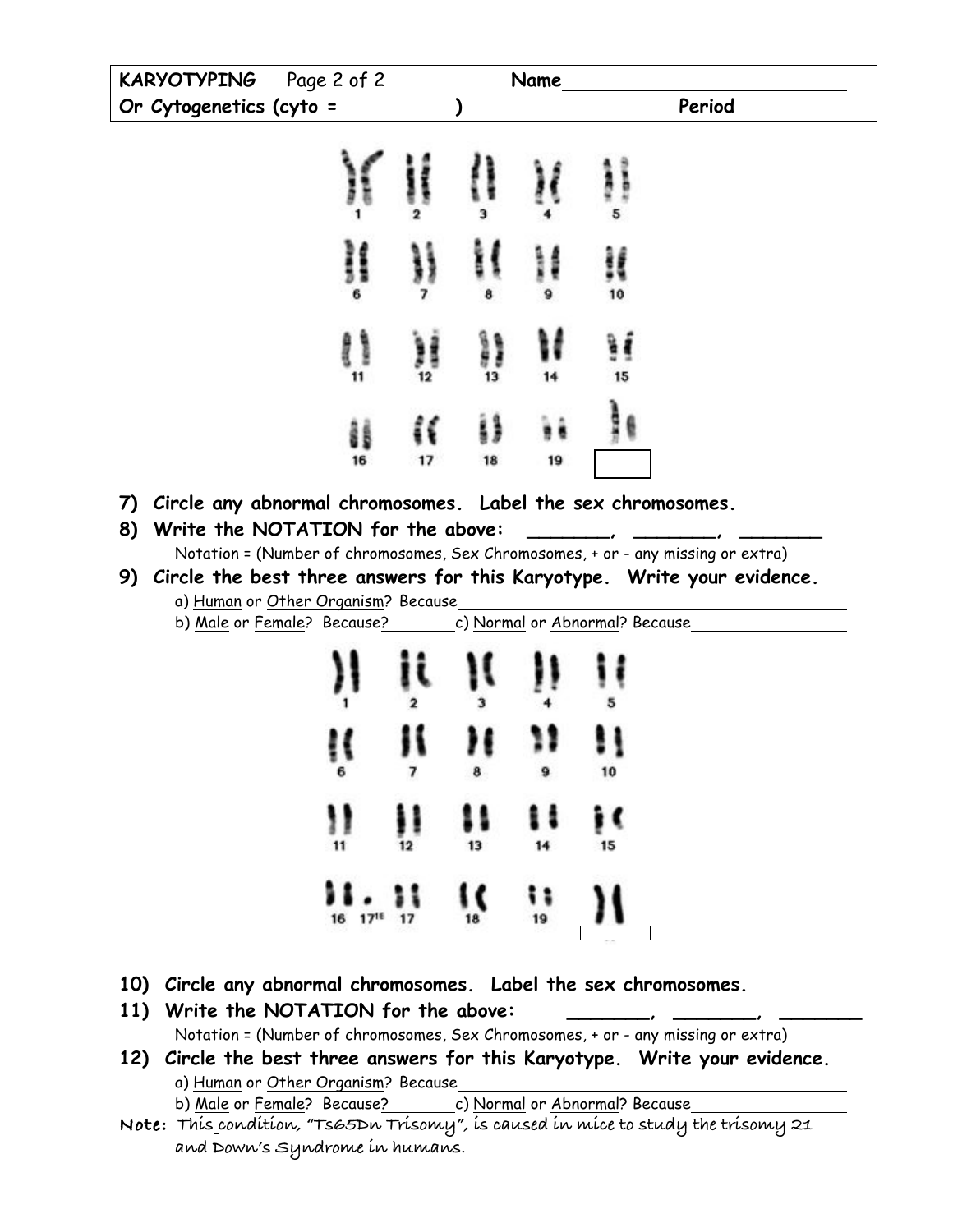**KARYOTYPING** Page 2 of 2 **Name**\_\_\_\_\_\_\_\_\_\_\_\_\_\_\_\_\_\_\_\_\_\_\_\_

**Or Cytogenetics (cyto =**\_\_\_\_\_\_\_\_\_\_**)** **Period**\_\_\_\_\_\_\_\_\_\_

1 2 3 4 5

6 7 8 9 10

11 12 13 14 15

16 17 18 19

7) **Circle any abnormal chromosomes. Label the sex chromosomes.**

8) **Write the NOTATION for the above: \_\_\_\_\_\_\_, \_\_\_\_\_\_\_, \_\_\_\_\_\_\_**

Notation = (Number of chromosomes, Sex Chromosomes, + or - any missing or extra)

9) **Circle the best three answers for this Karyotype. Write your evidence.**

a) Human or Other Organism? Because\_\_\_\_\_\_\_\_\_\_\_\_\_\_\_\_\_\_\_\_\_\_\_\_\_\_\_\_\_\_\_\_\_\_\_\_\_\_

b) Male or Female? Because?\_\_\_\_\_\_\_ c) Normal or Abnormal? Because\_\_\_\_\_\_\_\_\_\_\_\_\_\_\_\_

1 2 3 4 5

6 7 8 9 10

11 12 13 14 15

16 17[16] 17 18 19

10) **Circle any abnormal chromosomes. Label the sex chromosomes.**

11) **Write the NOTATION for the above: \_\_\_\_\_\_\_, \_\_\_\_\_\_\_, \_\_\_\_\_\_\_**

Notation = (Number of chromosomes, Sex Chromosomes, + or - any missing or extra)

12) **Circle the best three answers for this Karyotype. Write your evidence.**

a) Human or Other Organism? Because\_\_\_\_\_\_\_\_\_\_\_\_\_\_\_\_\_\_\_\_\_\_\_\_\_\_\_\_\_\_\_\_\_\_\_\_\_\_

b) Male or Female? Because?\_\_\_\_\_\_\_ c) Normal or Abnormal? Because\_\_\_\_\_\_\_\_\_\_\_\_\_\_\_\_

**Note:** *This condition, "Ts65Dn Trisomy", is caused in mice to study the trisomy 21 and Down's Syndrome in humans.*